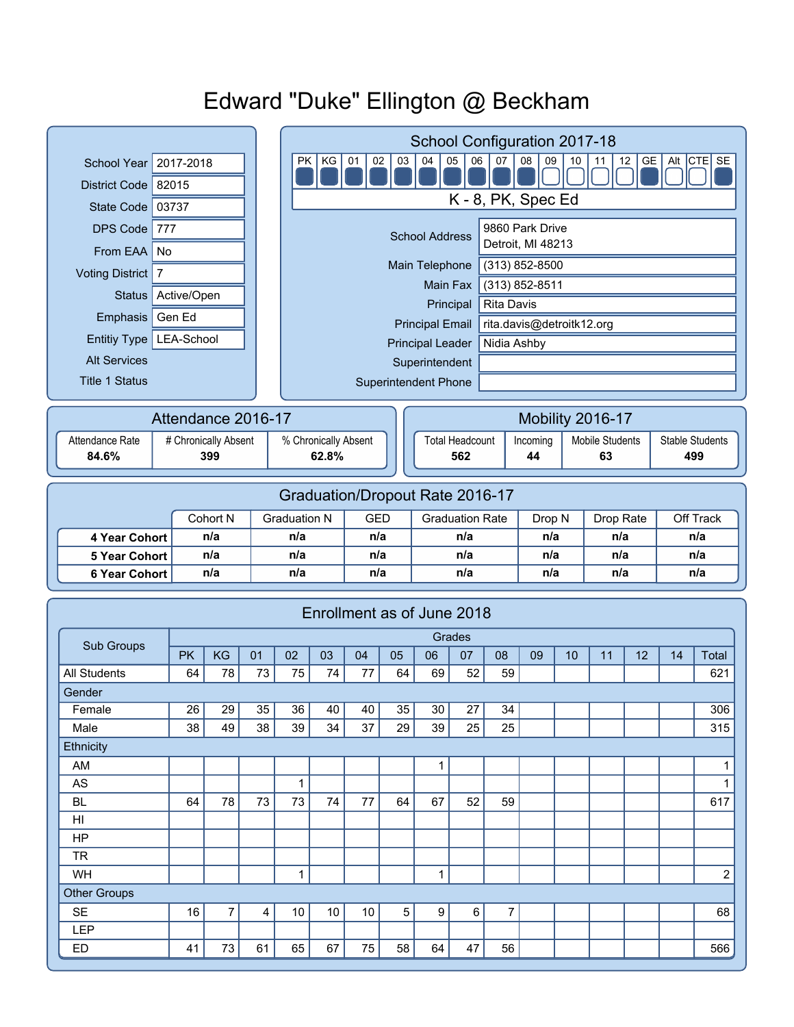# Edward "Duke" Ellington @ Beckham

| | |
|---|---|
| School Year | 2017-2018 |
| District Code | 82015 |
| State Code | 03737 |
| DPS Code | 777 |
| From EAA | No |
| Voting District | 7 |
| Status | Active/Open |
| Emphasis | Gen Ed |
| Entitiy Type | LEA-School |
| Alt Services | |
| Title 1 Status | |

## School Configuration 2017-18

| PK | KG | 01 | 02 | 03 | 04 | 05 | 06 | 07 | 08 | 09 | 10 | 11 | 12 | GE | Alt | CTE | SE |
|---|---|---|---|---|---|---|---|---|---|---|---|---|---|---|---|---|---|
| ■ | ■ | ■ | ■ | ■ | ■ | ■ | ■ | ■ | ■ | □ | □ | □ | □ | ■ | □ | □ | ■ |

K - 8, PK, Spec Ed

| | |
|---|---|
| School Address | 9860 Park Drive<br>Detroit, MI 48213 |
| Main Telephone | (313) 852-8500 |
| Main Fax | (313) 852-8511 |
| Principal | Rita Davis |
| Principal Email | rita.davis@detroitk12.org |
| Principal Leader | Nidia Ashby |
| Superintendent | |
| Superintendent Phone | |

## Attendance 2016-17

| Attendance Rate | # Chronically Absent | % Chronically Absent |
|---|---|---|
| 84.6% | 399 | 62.8% |

## Mobility 2016-17

| Total Headcount | Incoming | Mobile Students | Stable Students |
|---|---|---|---|
| 562 | 44 | 63 | 499 |

## Graduation/Dropout Rate 2016-17

| | Cohort N | Graduation N | GED | Graduation Rate | Drop N | Drop Rate | Off Track |
|---|---|---|---|---|---|---|---|
| 4 Year Cohort | n/a | n/a | n/a | n/a | n/a | n/a | n/a |
| 5 Year Cohort | n/a | n/a | n/a | n/a | n/a | n/a | n/a |
| 6 Year Cohort | n/a | n/a | n/a | n/a | n/a | n/a | n/a |

## Enrollment as of June 2018

| Sub Groups | Grades | | | | | | | | | | | | | | |
|---|---|---|---|---|---|---|---|---|---|---|---|---|---|---|---|
| | PK | KG | 01 | 02 | 03 | 04 | 05 | 06 | 07 | 08 | 09 | 10 | 11 | 12 | 14 | Total |
| All Students | 64 | 78 | 73 | 75 | 74 | 77 | 64 | 69 | 52 | 59 | | | | | | 621 |
| Gender | | | | | | | | | | | | | | | | |
| Female | 26 | 29 | 35 | 36 | 40 | 40 | 35 | 30 | 27 | 34 | | | | | | 306 |
| Male | 38 | 49 | 38 | 39 | 34 | 37 | 29 | 39 | 25 | 25 | | | | | | 315 |
| Ethnicity | | | | | | | | | | | | | | | | |
| AM | | | | | | | | 1 | | | | | | | | 1 |
| AS | | | | 1 | | | | | | | | | | | | 1 |
| BL | 64 | 78 | 73 | 73 | 74 | 77 | 64 | 67 | 52 | 59 | | | | | | 617 |
| HI | | | | | | | | | | | | | | | | |
| HP | | | | | | | | | | | | | | | | |
| TR | | | | | | | | | | | | | | | | |
| WH | | | | 1 | | | | 1 | | | | | | | | 2 |
| Other Groups | | | | | | | | | | | | | | | | |
| SE | 16 | 7 | 4 | 10 | 10 | 10 | 5 | 9 | 6 | 7 | | | | | | 68 |
| LEP | | | | | | | | | | | | | | | | |
| ED | 41 | 73 | 61 | 65 | 67 | 75 | 58 | 64 | 47 | 56 | | | | | | 566 |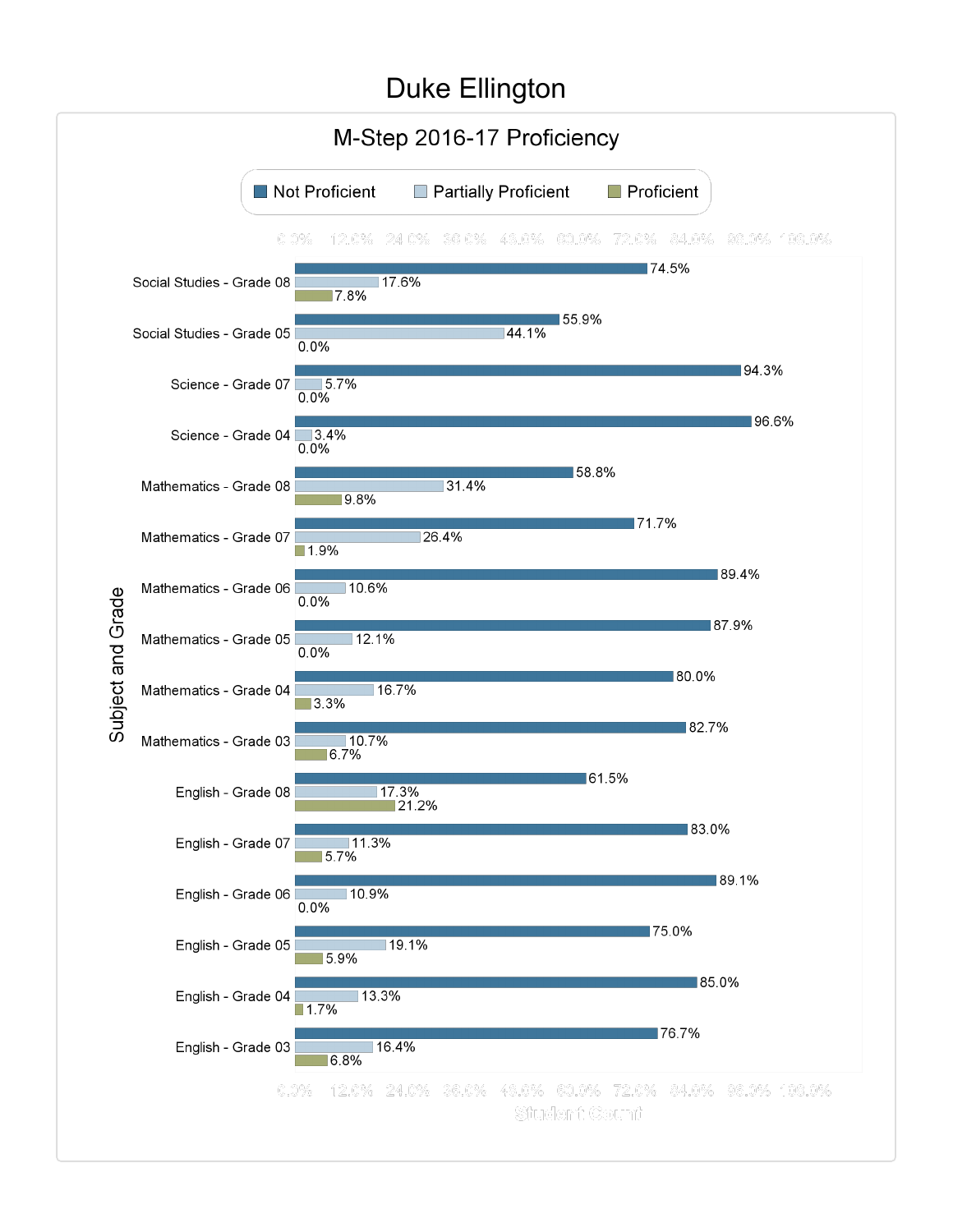# Duke Ellington

## M-Step 2016-17 Proficiency

| Subject and Grade | Not Proficient | Partially Proficient | Proficient |
| --- | --- | --- | --- |
| Social Studies - Grade 08 | 74.5% | 17.6% | 7.8% |
| Social Studies - Grade 05 | 55.9% | 44.1% | 0.0% |
| Science - Grade 07 | 94.3% | 5.7% | 0.0% |
| Science - Grade 04 | 96.6% | 3.4% | 0.0% |
| Mathematics - Grade 08 | 58.8% | 31.4% | 9.8% |
| Mathematics - Grade 07 | 71.7% | 26.4% | 1.9% |
| Mathematics - Grade 06 | 89.4% | 10.6% | 0.0% |
| Mathematics - Grade 05 | 87.9% | 12.1% | 0.0% |
| Mathematics - Grade 04 | 80.0% | 16.7% | 3.3% |
| Mathematics - Grade 03 | 82.7% | 10.7% | 6.7% |
| English - Grade 08 | 61.5% | 17.3% | 21.2% |
| English - Grade 07 | 83.0% | 11.3% | 5.7% |
| English - Grade 06 | 89.1% | 10.9% | 0.0% |
| English - Grade 05 | 75.0% | 19.1% | 5.9% |
| English - Grade 04 | 85.0% | 13.3% | 1.7% |
| English - Grade 03 | 76.7% | 16.4% | 6.8% |

Student Count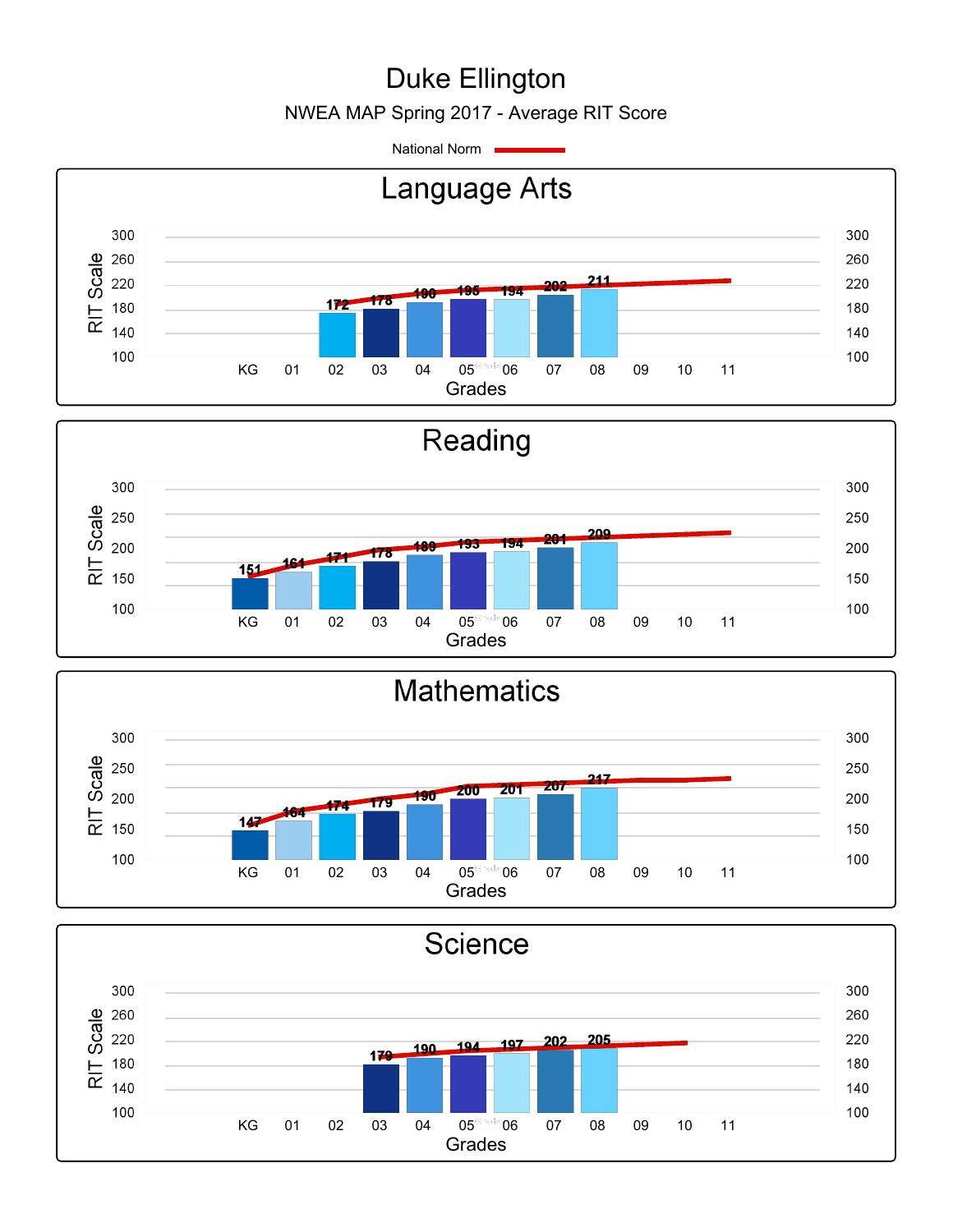# Duke Ellington

NWEA MAP Spring 2017 - Average RIT Score

National Norm

## Language Arts

| Grade | KG | 01 | 02 | 03 | 04 | 05 | 06 | 07 | 08 | 09 | 10 | 11 |
|---|---|---|---|---|---|---|---|---|---|---|---|---|
| RIT Score | | | 172 | 178 | 190 | 195 | 194 | 202 | 211 | | | |

## Reading

| Grade | KG | 01 | 02 | 03 | 04 | 05 | 06 | 07 | 08 | 09 | 10 | 11 |
|---|---|---|---|---|---|---|---|---|---|---|---|---|
| RIT Score | 151 | 164 | 171 | 178 | 189 | 193 | 194 | 201 | 209 | | | |

## Mathematics

| Grade | KG | 01 | 02 | 03 | 04 | 05 | 06 | 07 | 08 | 09 | 10 | 11 |
|---|---|---|---|---|---|---|---|---|---|---|---|---|
| RIT Score | 147 | 164 | 174 | 179 | 190 | 200 | 201 | 207 | 217 | | | |

## Science

| Grade | KG | 01 | 02 | 03 | 04 | 05 | 06 | 07 | 08 | 09 | 10 | 11 |
|---|---|---|---|---|---|---|---|---|---|---|---|---|
| RIT Score | | | | 179 | 190 | 194 | 197 | 202 | 205 | | | |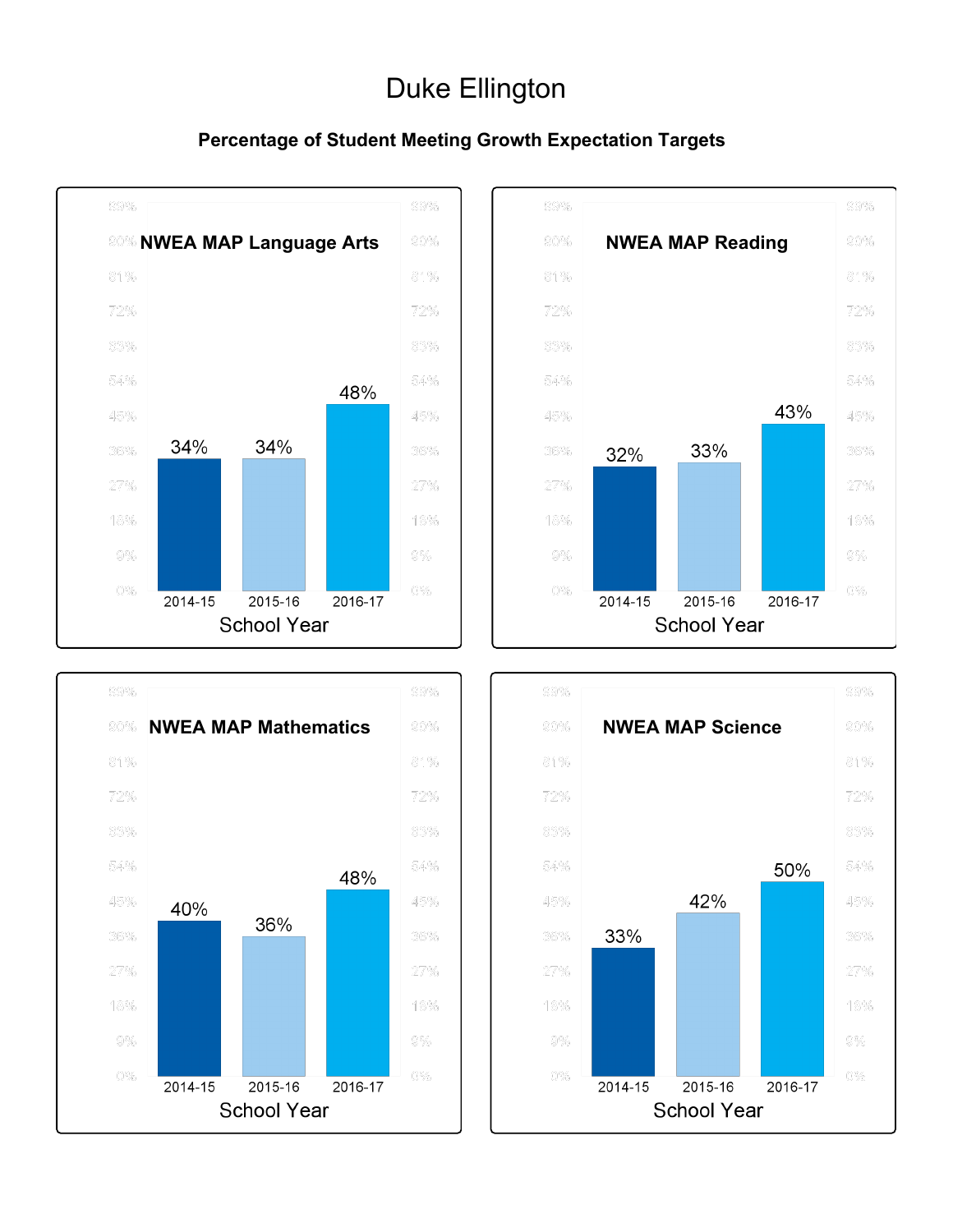# Duke Ellington

**Percentage of Student Meeting Growth Expectation Targets**

**NWEA MAP Language Arts**

34%
34%
48%

2014-15
2015-16
2016-17

School Year

**NWEA MAP Reading**

32%
33%
43%

2014-15
2015-16
2016-17

School Year

**NWEA MAP Mathematics**

40%
36%
48%

2014-15
2015-16
2016-17

School Year

**NWEA MAP Science**

33%
42%
50%

2014-15
2015-16
2016-17

School Year